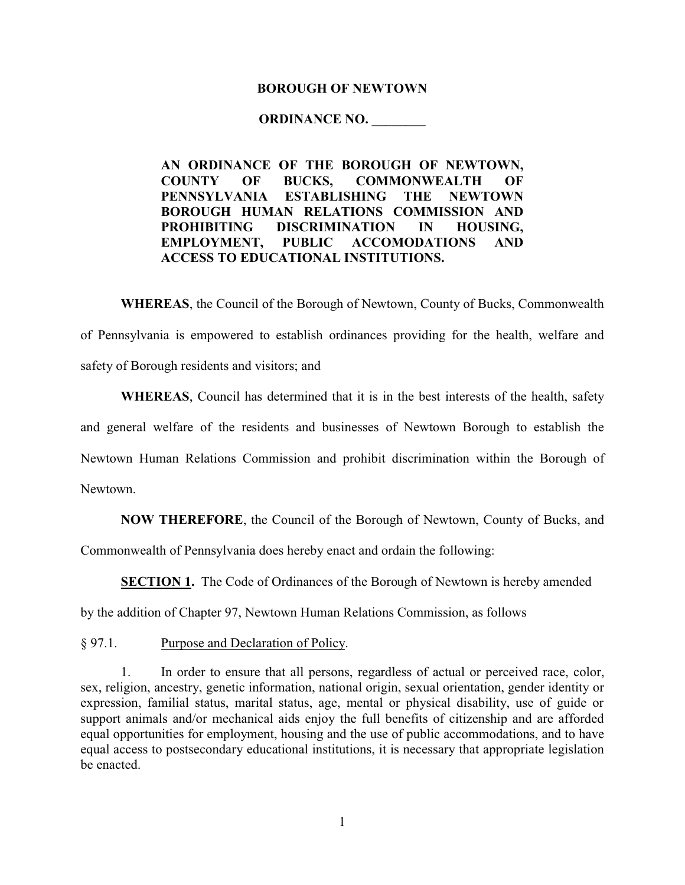**BOROUGH OF NEWTOWN**

**ORDINANCE NO. ________**

**AN ORDINANCE OF THE BOROUGH OF NEWTOWN, COUNTY OF BUCKS, COMMONWEALTH OF PENNSYLVANIA ESTABLISHING THE NEWTOWN BOROUGH HUMAN RELATIONS COMMISSION AND PROHIBITING DISCRIMINATION IN HOUSING, EMPLOYMENT, PUBLIC ACCOMODATIONS AND ACCESS TO EDUCATIONAL INSTITUTIONS.**

**WHEREAS**, the Council of the Borough of Newtown, County of Bucks, Commonwealth of Pennsylvania is empowered to establish ordinances providing for the health, welfare and safety of Borough residents and visitors; and

**WHEREAS**, Council has determined that it is in the best interests of the health, safety and general welfare of the residents and businesses of Newtown Borough to establish the Newtown Human Relations Commission and prohibit discrimination within the Borough of Newtown.

**NOW THEREFORE**, the Council of the Borough of Newtown, County of Bucks, and Commonwealth of Pennsylvania does hereby enact and ordain the following:

**SECTION 1.** The Code of Ordinances of the Borough of Newtown is hereby amended by the addition of Chapter 97, Newtown Human Relations Commission, as follows

§ 97.1. Purpose and Declaration of Policy.

1. In order to ensure that all persons, regardless of actual or perceived race, color, sex, religion, ancestry, genetic information, national origin, sexual orientation, gender identity or expression, familial status, marital status, age, mental or physical disability, use of guide or support animals and/or mechanical aids enjoy the full benefits of citizenship and are afforded equal opportunities for employment, housing and the use of public accommodations, and to have equal access to postsecondary educational institutions, it is necessary that appropriate legislation be enacted.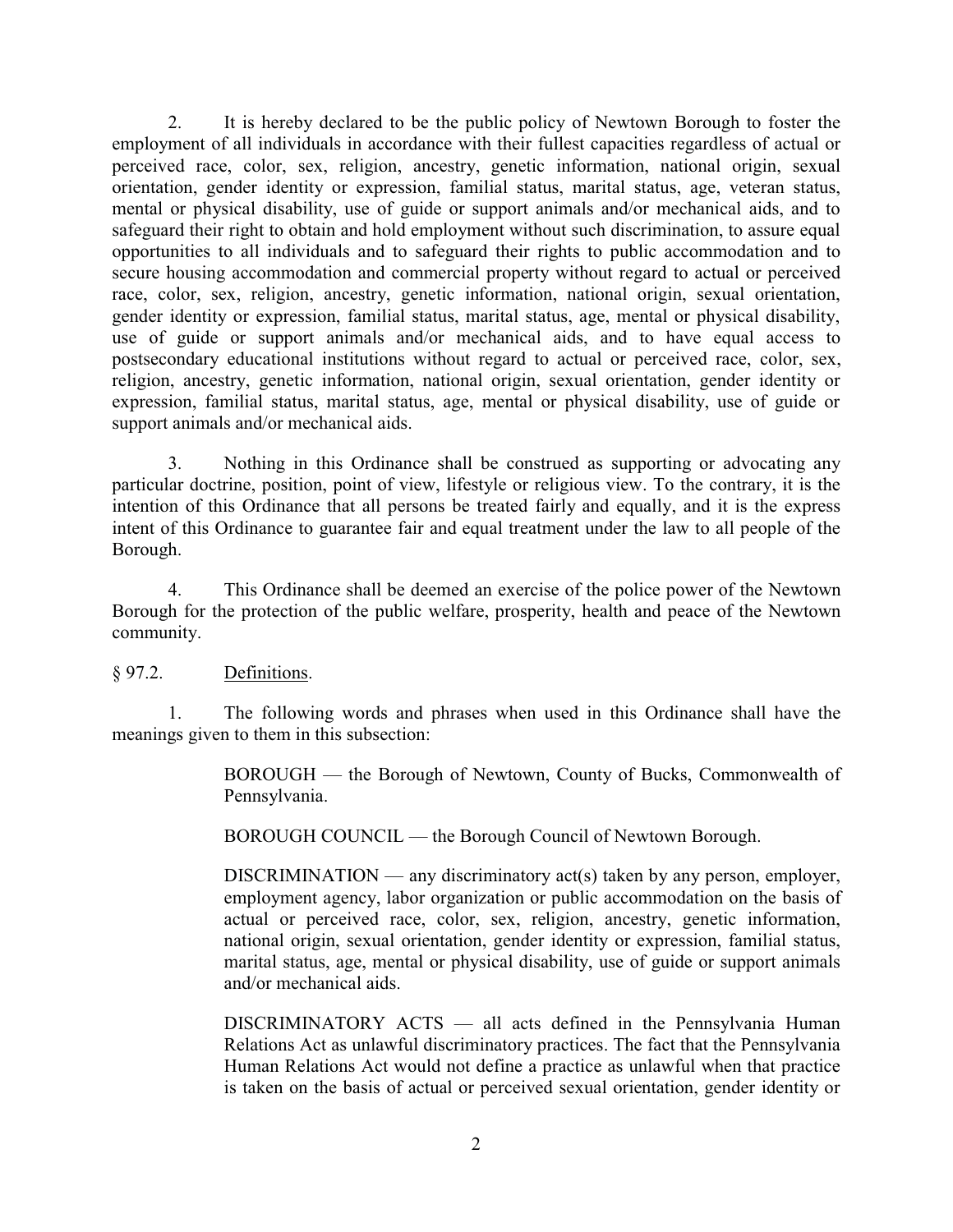2. It is hereby declared to be the public policy of Newtown Borough to foster the employment of all individuals in accordance with their fullest capacities regardless of actual or perceived race, color, sex, religion, ancestry, genetic information, national origin, sexual orientation, gender identity or expression, familial status, marital status, age, veteran status, mental or physical disability, use of guide or support animals and/or mechanical aids, and to safeguard their right to obtain and hold employment without such discrimination, to assure equal opportunities to all individuals and to safeguard their rights to public accommodation and to secure housing accommodation and commercial property without regard to actual or perceived race, color, sex, religion, ancestry, genetic information, national origin, sexual orientation, gender identity or expression, familial status, marital status, age, mental or physical disability, use of guide or support animals and/or mechanical aids, and to have equal access to postsecondary educational institutions without regard to actual or perceived race, color, sex, religion, ancestry, genetic information, national origin, sexual orientation, gender identity or expression, familial status, marital status, age, mental or physical disability, use of guide or support animals and/or mechanical aids.

3. Nothing in this Ordinance shall be construed as supporting or advocating any particular doctrine, position, point of view, lifestyle or religious view. To the contrary, it is the intention of this Ordinance that all persons be treated fairly and equally, and it is the express intent of this Ordinance to guarantee fair and equal treatment under the law to all people of the Borough.

4. This Ordinance shall be deemed an exercise of the police power of the Newtown Borough for the protection of the public welfare, prosperity, health and peace of the Newtown community.

§ 97.2. Definitions.

1. The following words and phrases when used in this Ordinance shall have the meanings given to them in this subsection:

> BOROUGH — the Borough of Newtown, County of Bucks, Commonwealth of Pennsylvania.
>
> BOROUGH COUNCIL — the Borough Council of Newtown Borough.
>
> DISCRIMINATION — any discriminatory act(s) taken by any person, employer, employment agency, labor organization or public accommodation on the basis of actual or perceived race, color, sex, religion, ancestry, genetic information, national origin, sexual orientation, gender identity or expression, familial status, marital status, age, mental or physical disability, use of guide or support animals and/or mechanical aids.
>
> DISCRIMINATORY ACTS — all acts defined in the Pennsylvania Human Relations Act as unlawful discriminatory practices. The fact that the Pennsylvania Human Relations Act would not define a practice as unlawful when that practice is taken on the basis of actual or perceived sexual orientation, gender identity or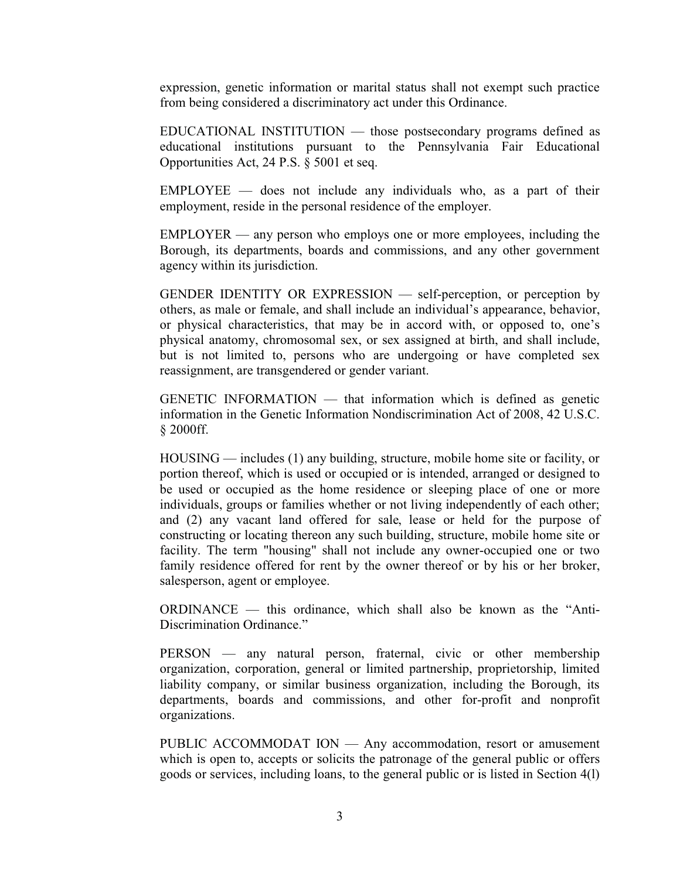expression, genetic information or marital status shall not exempt such practice from being considered a discriminatory act under this Ordinance.

EDUCATIONAL INSTITUTION — those postsecondary programs defined as educational institutions pursuant to the Pennsylvania Fair Educational Opportunities Act, 24 P.S. § 5001 et seq.

EMPLOYEE — does not include any individuals who, as a part of their employment, reside in the personal residence of the employer.

EMPLOYER — any person who employs one or more employees, including the Borough, its departments, boards and commissions, and any other government agency within its jurisdiction.

GENDER IDENTITY OR EXPRESSION — self-perception, or perception by others, as male or female, and shall include an individual's appearance, behavior, or physical characteristics, that may be in accord with, or opposed to, one's physical anatomy, chromosomal sex, or sex assigned at birth, and shall include, but is not limited to, persons who are undergoing or have completed sex reassignment, are transgendered or gender variant.

GENETIC INFORMATION — that information which is defined as genetic information in the Genetic Information Nondiscrimination Act of 2008, 42 U.S.C. § 2000ff.

HOUSING — includes (1) any building, structure, mobile home site or facility, or portion thereof, which is used or occupied or is intended, arranged or designed to be used or occupied as the home residence or sleeping place of one or more individuals, groups or families whether or not living independently of each other; and (2) any vacant land offered for sale, lease or held for the purpose of constructing or locating thereon any such building, structure, mobile home site or facility. The term "housing" shall not include any owner-occupied one or two family residence offered for rent by the owner thereof or by his or her broker, salesperson, agent or employee.

ORDINANCE — this ordinance, which shall also be known as the "Anti-Discrimination Ordinance."

PERSON — any natural person, fraternal, civic or other membership organization, corporation, general or limited partnership, proprietorship, limited liability company, or similar business organization, including the Borough, its departments, boards and commissions, and other for-profit and nonprofit organizations.

PUBLIC ACCOMMODAT ION — Any accommodation, resort or amusement which is open to, accepts or solicits the patronage of the general public or offers goods or services, including loans, to the general public or is listed in Section 4(l)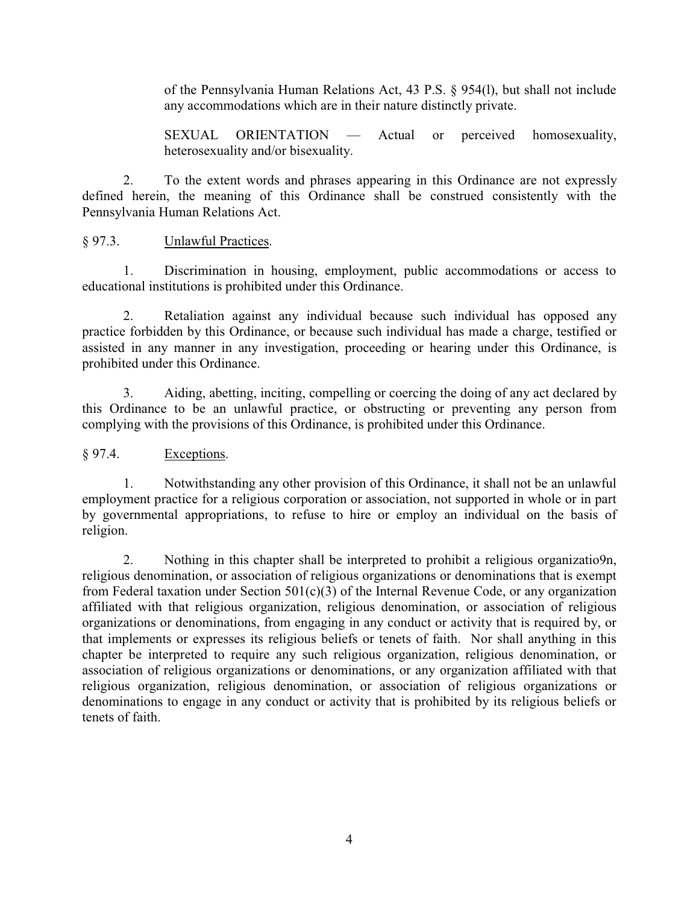of the Pennsylvania Human Relations Act, 43 P.S. § 954(l), but shall not include any accommodations which are in their nature distinctly private.

SEXUAL ORIENTATION — Actual or perceived homosexuality, heterosexuality and/or bisexuality.

2. To the extent words and phrases appearing in this Ordinance are not expressly defined herein, the meaning of this Ordinance shall be construed consistently with the Pennsylvania Human Relations Act.

§ 97.3. Unlawful Practices.

1. Discrimination in housing, employment, public accommodations or access to educational institutions is prohibited under this Ordinance.

2. Retaliation against any individual because such individual has opposed any practice forbidden by this Ordinance, or because such individual has made a charge, testified or assisted in any manner in any investigation, proceeding or hearing under this Ordinance, is prohibited under this Ordinance.

3. Aiding, abetting, inciting, compelling or coercing the doing of any act declared by this Ordinance to be an unlawful practice, or obstructing or preventing any person from complying with the provisions of this Ordinance, is prohibited under this Ordinance.

§ 97.4. Exceptions.

1. Notwithstanding any other provision of this Ordinance, it shall not be an unlawful employment practice for a religious corporation or association, not supported in whole or in part by governmental appropriations, to refuse to hire or employ an individual on the basis of religion.

2. Nothing in this chapter shall be interpreted to prohibit a religious organizatio9n, religious denomination, or association of religious organizations or denominations that is exempt from Federal taxation under Section 501(c)(3) of the Internal Revenue Code, or any organization affiliated with that religious organization, religious denomination, or association of religious organizations or denominations, from engaging in any conduct or activity that is required by, or that implements or expresses its religious beliefs or tenets of faith. Nor shall anything in this chapter be interpreted to require any such religious organization, religious denomination, or association of religious organizations or denominations, or any organization affiliated with that religious organization, religious denomination, or association of religious organizations or denominations to engage in any conduct or activity that is prohibited by its religious beliefs or tenets of faith.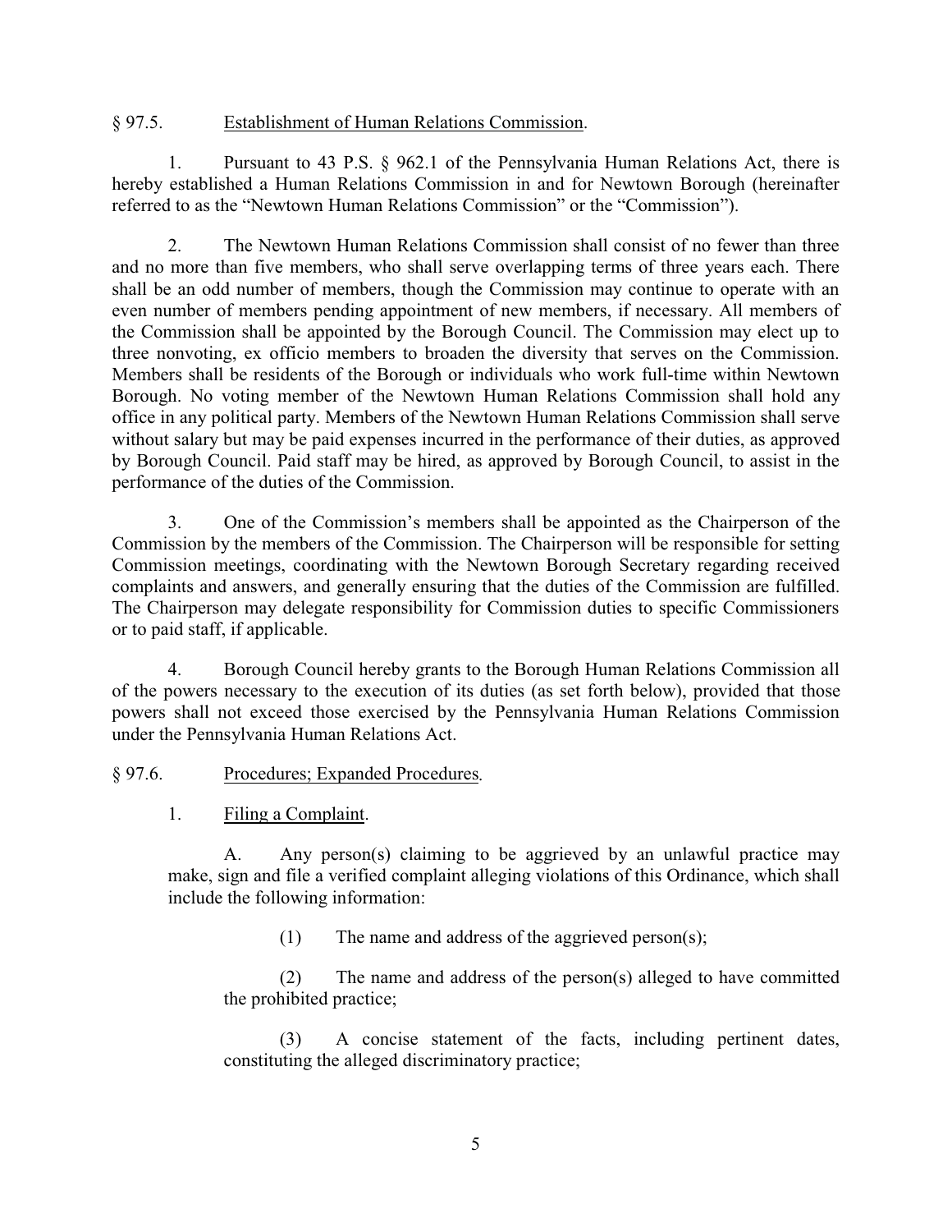§ 97.5. Establishment of Human Relations Commission.

1. Pursuant to 43 P.S. § 962.1 of the Pennsylvania Human Relations Act, there is hereby established a Human Relations Commission in and for Newtown Borough (hereinafter referred to as the "Newtown Human Relations Commission" or the "Commission").

2. The Newtown Human Relations Commission shall consist of no fewer than three and no more than five members, who shall serve overlapping terms of three years each. There shall be an odd number of members, though the Commission may continue to operate with an even number of members pending appointment of new members, if necessary. All members of the Commission shall be appointed by the Borough Council. The Commission may elect up to three nonvoting, ex officio members to broaden the diversity that serves on the Commission. Members shall be residents of the Borough or individuals who work full-time within Newtown Borough. No voting member of the Newtown Human Relations Commission shall hold any office in any political party. Members of the Newtown Human Relations Commission shall serve without salary but may be paid expenses incurred in the performance of their duties, as approved by Borough Council. Paid staff may be hired, as approved by Borough Council, to assist in the performance of the duties of the Commission.

3. One of the Commission's members shall be appointed as the Chairperson of the Commission by the members of the Commission. The Chairperson will be responsible for setting Commission meetings, coordinating with the Newtown Borough Secretary regarding received complaints and answers, and generally ensuring that the duties of the Commission are fulfilled. The Chairperson may delegate responsibility for Commission duties to specific Commissioners or to paid staff, if applicable.

4. Borough Council hereby grants to the Borough Human Relations Commission all of the powers necessary to the execution of its duties (as set forth below), provided that those powers shall not exceed those exercised by the Pennsylvania Human Relations Commission under the Pennsylvania Human Relations Act.

§ 97.6. Procedures; Expanded Procedures.

1. Filing a Complaint.

A. Any person(s) claiming to be aggrieved by an unlawful practice may make, sign and file a verified complaint alleging violations of this Ordinance, which shall include the following information:

(1) The name and address of the aggrieved person(s);

(2) The name and address of the person(s) alleged to have committed the prohibited practice;

(3) A concise statement of the facts, including pertinent dates, constituting the alleged discriminatory practice;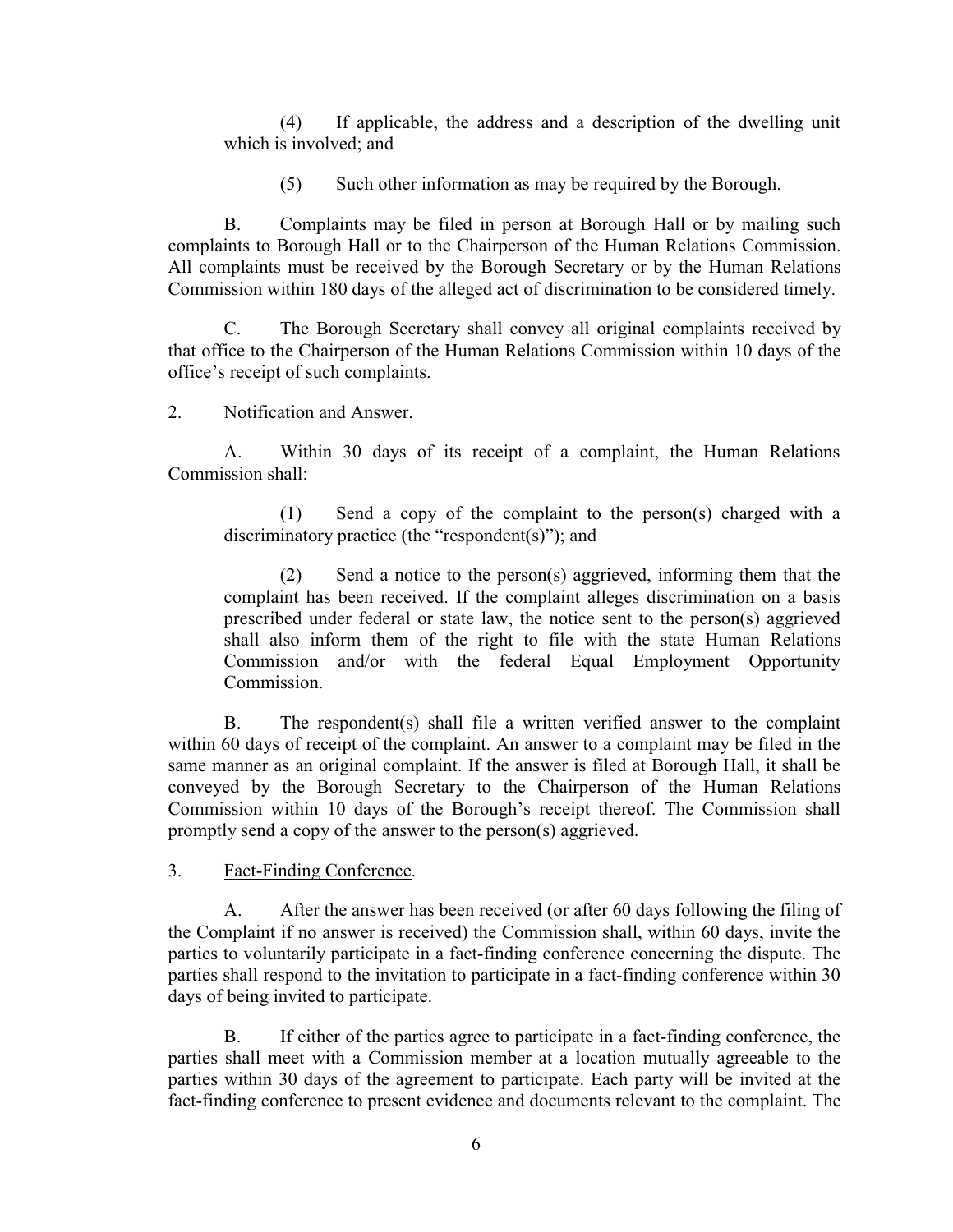(4) If applicable, the address and a description of the dwelling unit which is involved; and

(5) Such other information as may be required by the Borough.

B. Complaints may be filed in person at Borough Hall or by mailing such complaints to Borough Hall or to the Chairperson of the Human Relations Commission. All complaints must be received by the Borough Secretary or by the Human Relations Commission within 180 days of the alleged act of discrimination to be considered timely.

C. The Borough Secretary shall convey all original complaints received by that office to the Chairperson of the Human Relations Commission within 10 days of the office's receipt of such complaints.

2. Notification and Answer.

A. Within 30 days of its receipt of a complaint, the Human Relations Commission shall:

(1) Send a copy of the complaint to the person(s) charged with a discriminatory practice (the "respondent(s)"); and

(2) Send a notice to the person(s) aggrieved, informing them that the complaint has been received. If the complaint alleges discrimination on a basis prescribed under federal or state law, the notice sent to the person(s) aggrieved shall also inform them of the right to file with the state Human Relations Commission and/or with the federal Equal Employment Opportunity Commission.

B. The respondent(s) shall file a written verified answer to the complaint within 60 days of receipt of the complaint. An answer to a complaint may be filed in the same manner as an original complaint. If the answer is filed at Borough Hall, it shall be conveyed by the Borough Secretary to the Chairperson of the Human Relations Commission within 10 days of the Borough's receipt thereof. The Commission shall promptly send a copy of the answer to the person(s) aggrieved.

3. Fact-Finding Conference.

A. After the answer has been received (or after 60 days following the filing of the Complaint if no answer is received) the Commission shall, within 60 days, invite the parties to voluntarily participate in a fact-finding conference concerning the dispute. The parties shall respond to the invitation to participate in a fact-finding conference within 30 days of being invited to participate.

B. If either of the parties agree to participate in a fact-finding conference, the parties shall meet with a Commission member at a location mutually agreeable to the parties within 30 days of the agreement to participate. Each party will be invited at the fact-finding conference to present evidence and documents relevant to the complaint. The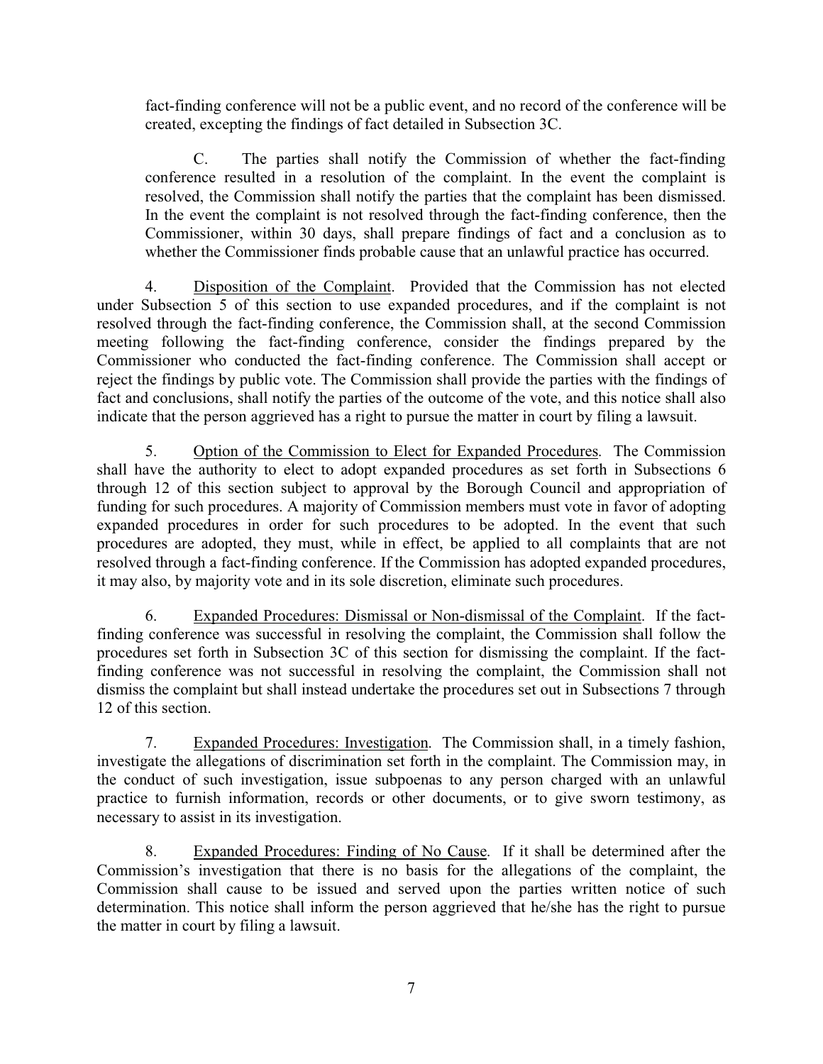fact-finding conference will not be a public event, and no record of the conference will be created, excepting the findings of fact detailed in Subsection 3C.

C. The parties shall notify the Commission of whether the fact-finding conference resulted in a resolution of the complaint. In the event the complaint is resolved, the Commission shall notify the parties that the complaint has been dismissed. In the event the complaint is not resolved through the fact-finding conference, then the Commissioner, within 30 days, shall prepare findings of fact and a conclusion as to whether the Commissioner finds probable cause that an unlawful practice has occurred.

4. Disposition of the Complaint. Provided that the Commission has not elected under Subsection 5 of this section to use expanded procedures, and if the complaint is not resolved through the fact-finding conference, the Commission shall, at the second Commission meeting following the fact-finding conference, consider the findings prepared by the Commissioner who conducted the fact-finding conference. The Commission shall accept or reject the findings by public vote. The Commission shall provide the parties with the findings of fact and conclusions, shall notify the parties of the outcome of the vote, and this notice shall also indicate that the person aggrieved has a right to pursue the matter in court by filing a lawsuit.

5. Option of the Commission to Elect for Expanded Procedures. The Commission shall have the authority to elect to adopt expanded procedures as set forth in Subsections 6 through 12 of this section subject to approval by the Borough Council and appropriation of funding for such procedures. A majority of Commission members must vote in favor of adopting expanded procedures in order for such procedures to be adopted. In the event that such procedures are adopted, they must, while in effect, be applied to all complaints that are not resolved through a fact-finding conference. If the Commission has adopted expanded procedures, it may also, by majority vote and in its sole discretion, eliminate such procedures.

6. Expanded Procedures: Dismissal or Non-dismissal of the Complaint. If the fact-finding conference was successful in resolving the complaint, the Commission shall follow the procedures set forth in Subsection 3C of this section for dismissing the complaint. If the fact-finding conference was not successful in resolving the complaint, the Commission shall not dismiss the complaint but shall instead undertake the procedures set out in Subsections 7 through 12 of this section.

7. Expanded Procedures: Investigation. The Commission shall, in a timely fashion, investigate the allegations of discrimination set forth in the complaint. The Commission may, in the conduct of such investigation, issue subpoenas to any person charged with an unlawful practice to furnish information, records or other documents, or to give sworn testimony, as necessary to assist in its investigation.

8. Expanded Procedures: Finding of No Cause. If it shall be determined after the Commission's investigation that there is no basis for the allegations of the complaint, the Commission shall cause to be issued and served upon the parties written notice of such determination. This notice shall inform the person aggrieved that he/she has the right to pursue the matter in court by filing a lawsuit.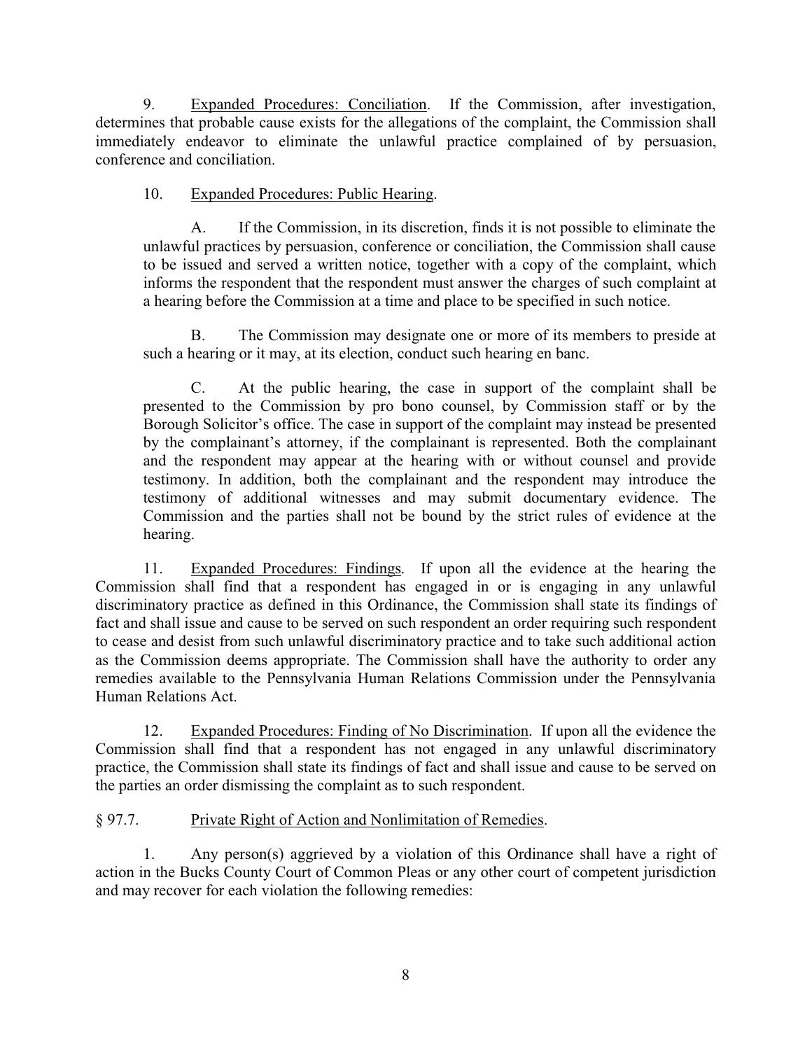9. Expanded Procedures: Conciliation. If the Commission, after investigation, determines that probable cause exists for the allegations of the complaint, the Commission shall immediately endeavor to eliminate the unlawful practice complained of by persuasion, conference and conciliation.

10. Expanded Procedures: Public Hearing.

A. If the Commission, in its discretion, finds it is not possible to eliminate the unlawful practices by persuasion, conference or conciliation, the Commission shall cause to be issued and served a written notice, together with a copy of the complaint, which informs the respondent that the respondent must answer the charges of such complaint at a hearing before the Commission at a time and place to be specified in such notice.

B. The Commission may designate one or more of its members to preside at such a hearing or it may, at its election, conduct such hearing en banc.

C. At the public hearing, the case in support of the complaint shall be presented to the Commission by pro bono counsel, by Commission staff or by the Borough Solicitor's office. The case in support of the complaint may instead be presented by the complainant's attorney, if the complainant is represented. Both the complainant and the respondent may appear at the hearing with or without counsel and provide testimony. In addition, both the complainant and the respondent may introduce the testimony of additional witnesses and may submit documentary evidence. The Commission and the parties shall not be bound by the strict rules of evidence at the hearing.

11. Expanded Procedures: Findings. If upon all the evidence at the hearing the Commission shall find that a respondent has engaged in or is engaging in any unlawful discriminatory practice as defined in this Ordinance, the Commission shall state its findings of fact and shall issue and cause to be served on such respondent an order requiring such respondent to cease and desist from such unlawful discriminatory practice and to take such additional action as the Commission deems appropriate. The Commission shall have the authority to order any remedies available to the Pennsylvania Human Relations Commission under the Pennsylvania Human Relations Act.

12. Expanded Procedures: Finding of No Discrimination. If upon all the evidence the Commission shall find that a respondent has not engaged in any unlawful discriminatory practice, the Commission shall state its findings of fact and shall issue and cause to be served on the parties an order dismissing the complaint as to such respondent.

§ 97.7. Private Right of Action and Nonlimitation of Remedies.

1. Any person(s) aggrieved by a violation of this Ordinance shall have a right of action in the Bucks County Court of Common Pleas or any other court of competent jurisdiction and may recover for each violation the following remedies: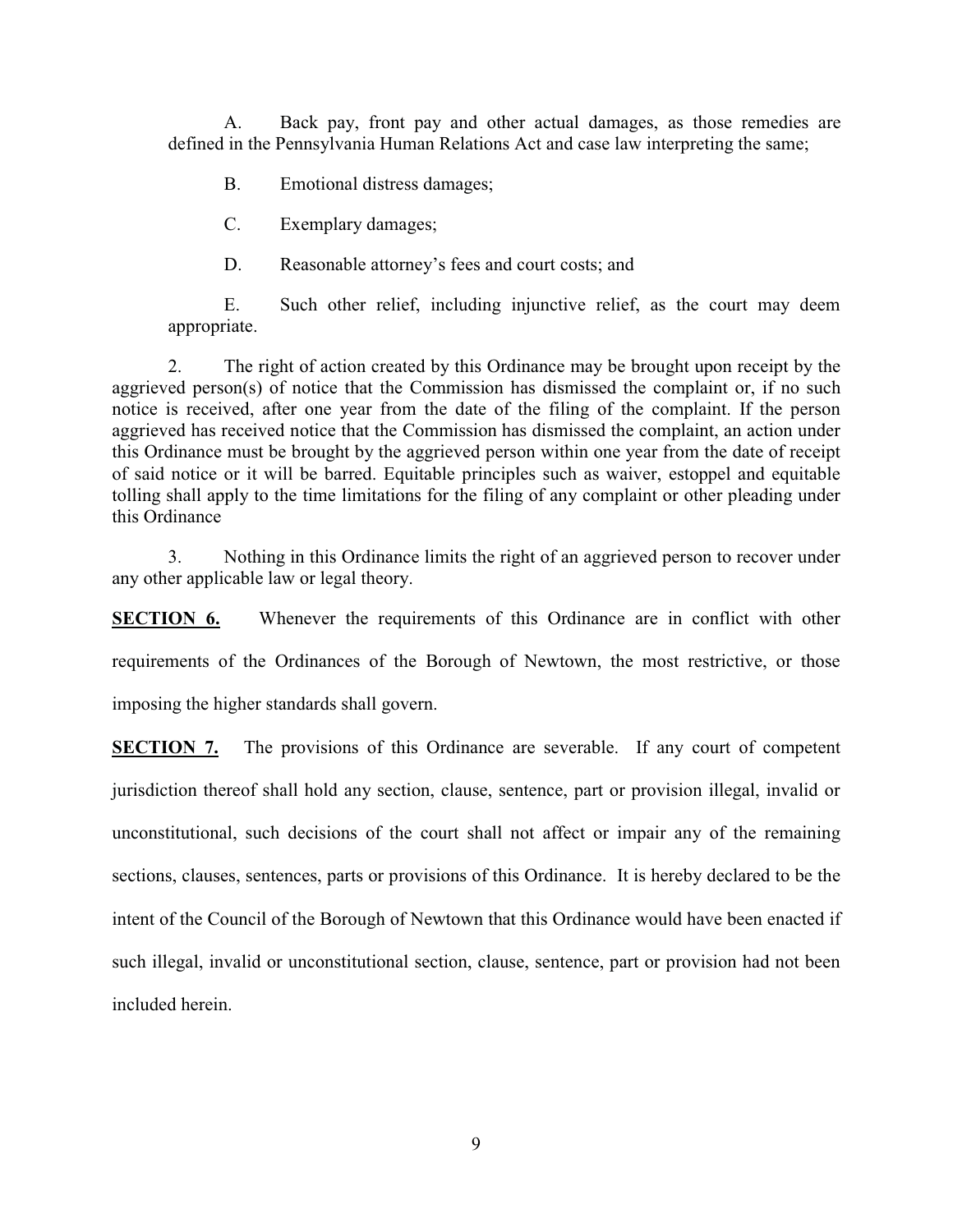A. Back pay, front pay and other actual damages, as those remedies are defined in the Pennsylvania Human Relations Act and case law interpreting the same;

B. Emotional distress damages;

C. Exemplary damages;

D. Reasonable attorney's fees and court costs; and

E. Such other relief, including injunctive relief, as the court may deem appropriate.

2. The right of action created by this Ordinance may be brought upon receipt by the aggrieved person(s) of notice that the Commission has dismissed the complaint or, if no such notice is received, after one year from the date of the filing of the complaint. If the person aggrieved has received notice that the Commission has dismissed the complaint, an action under this Ordinance must be brought by the aggrieved person within one year from the date of receipt of said notice or it will be barred. Equitable principles such as waiver, estoppel and equitable tolling shall apply to the time limitations for the filing of any complaint or other pleading under this Ordinance

3. Nothing in this Ordinance limits the right of an aggrieved person to recover under any other applicable law or legal theory.

**SECTION 6.** Whenever the requirements of this Ordinance are in conflict with other requirements of the Ordinances of the Borough of Newtown, the most restrictive, or those imposing the higher standards shall govern.

**SECTION 7.** The provisions of this Ordinance are severable. If any court of competent jurisdiction thereof shall hold any section, clause, sentence, part or provision illegal, invalid or unconstitutional, such decisions of the court shall not affect or impair any of the remaining sections, clauses, sentences, parts or provisions of this Ordinance. It is hereby declared to be the intent of the Council of the Borough of Newtown that this Ordinance would have been enacted if such illegal, invalid or unconstitutional section, clause, sentence, part or provision had not been included herein.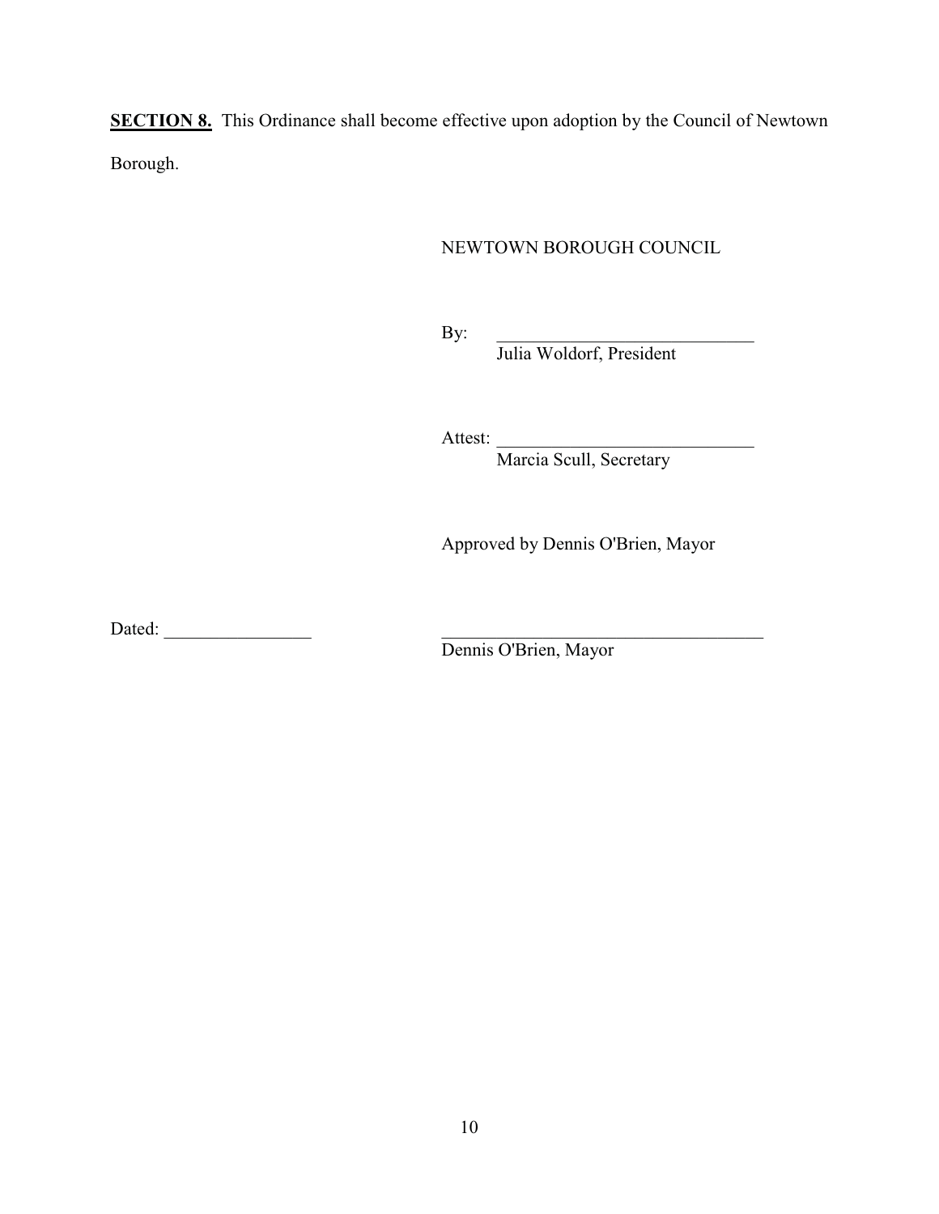**SECTION 8.** This Ordinance shall become effective upon adoption by the Council of Newtown Borough.

NEWTOWN BOROUGH COUNCIL

By: \_\_\_\_\_\_\_\_\_\_\_\_\_\_\_\_\_\_\_\_\_\_\_\_\_\_\_\_\_
Julia Woldorf, President

Attest: \_\_\_\_\_\_\_\_\_\_\_\_\_\_\_\_\_\_\_\_\_\_\_\_\_\_\_\_\_
Marcia Scull, Secretary

Approved by Dennis O'Brien, Mayor

Dated: \_\_\_\_\_\_\_\_\_\_\_\_\_\_\_\_

\_\_\_\_\_\_\_\_\_\_\_\_\_\_\_\_\_\_\_\_\_\_\_\_\_\_\_\_\_\_\_\_\_\_\_\_
Dennis O'Brien, Mayor